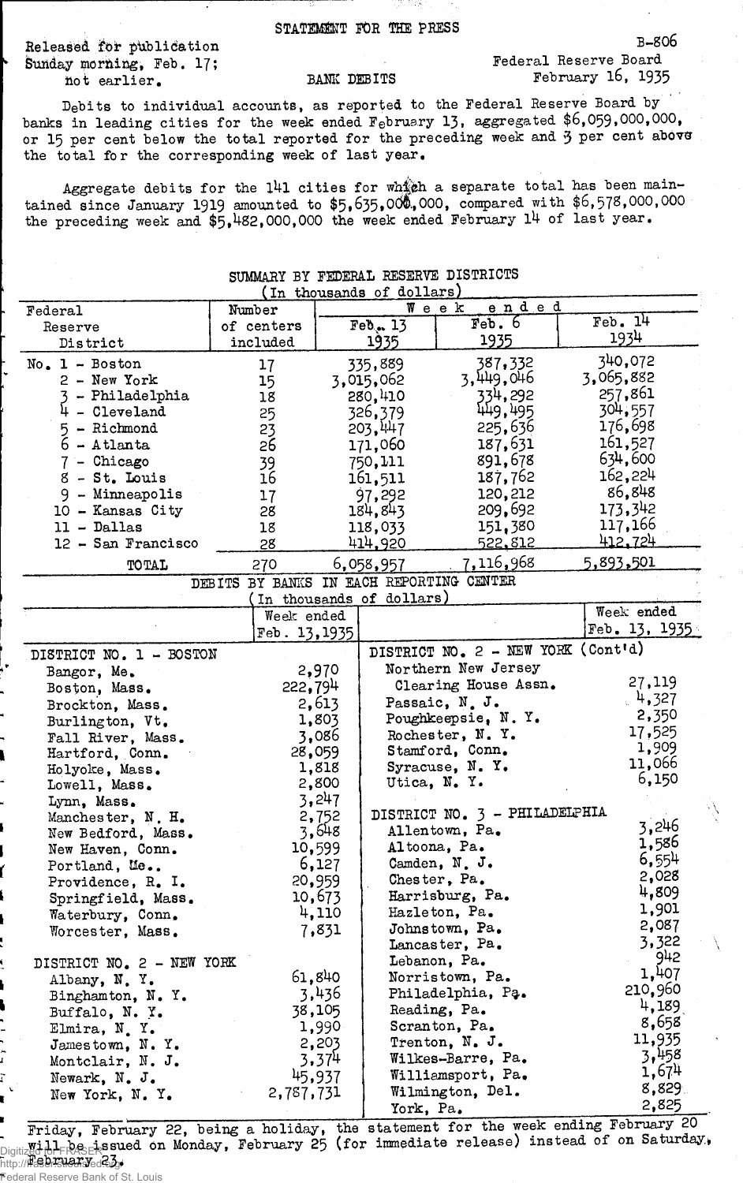STATEMENT FOR THE PRESS

Released for publication
Sunday morning, Feb. 17;
not earlier.

B-806
Federal Reserve Board
February 16, 1935

BANK DEBITS

Debits to individual accounts, as reported to the Federal Reserve Board by banks in leading cities for the week ended February 13, aggregated $6,059,000,000, or 15 per cent below the total reported for the preceding week and 3 per cent above the total for the corresponding week of last year.

Aggregate debits for the 141 cities for which a separate total has been maintained since January 1919 amounted to $5,635,000,000, compared with $6,578,000,000 the preceding week and $5,482,000,000 the week ended February 14 of last year.

SUMMARY BY FEDERAL RESERVE DISTRICTS
(In thousands of dollars)

| Federal Reserve District | Number of centers included | Week ended Feb. 13 1935 | Feb. 6 1935 | Feb. 14 1934 |
|---|---|---|---|---|
| No. 1 - Boston | 17 | 335,889 | 387,332 | 340,072 |
| 2 - New York | 15 | 3,015,062 | 3,449,046 | 3,065,882 |
| 3 - Philadelphia | 18 | 280,410 | 334,292 | 257,861 |
| 4 - Cleveland | 25 | 326,379 | 449,495 | 304,557 |
| 5 - Richmond | 23 | 203,447 | 225,636 | 176,698 |
| 6 - Atlanta | 26 | 171,060 | 187,631 | 161,527 |
| 7 - Chicago | 39 | 750,111 | 891,678 | 634,600 |
| 8 - St. Louis | 16 | 161,511 | 187,762 | 162,224 |
| 9 - Minneapolis | 17 | 97,292 | 120,212 | 86,848 |
| 10 - Kansas City | 28 | 184,843 | 209,692 | 173,342 |
| 11 - Dallas | 18 | 118,033 | 151,380 | 117,166 |
| 12 - San Francisco | 28 | 414,920 | 522,812 | 412,724 |
| TOTAL | 270 | 6,058,957 | 7,116,968 | 5,893,501 |

DEBITS BY BANKS IN EACH REPORTING CENTER
(In thousands of dollars)

| | Week ended Feb. 13, 1935 | | Week ended Feb. 13, 1935 |
|---|---|---|---|
| **DISTRICT NO. 1 - BOSTON** | | **DISTRICT NO. 2 - NEW YORK (Cont'd)** | |
| Bangor, Me. | 2,970 | Northern New Jersey Clearing House Assn. | 27,119 |
| Boston, Mass. | 222,794 | Passaic, N. J. | 4,327 |
| Brockton, Mass. | 2,613 | Poughkeepsie, N. Y. | 2,350 |
| Burlington, Vt. | 1,803 | Rochester, N. Y. | 17,525 |
| Fall River, Mass. | 3,086 | Stamford, Conn. | 1,909 |
| Hartford, Conn. | 28,059 | Syracuse, N. Y. | 11,066 |
| Holyoke, Mass. | 1,818 | Utica, N. Y. | 6,150 |
| Lowell, Mass. | 2,800 | | |
| Lynn, Mass. | 3,247 | **DISTRICT NO. 3 - PHILADELPHIA** | |
| Manchester, N. H. | 2,752 | Allentown, Pa. | 3,246 |
| New Bedford, Mass. | 3,648 | Altoona, Pa. | 1,586 |
| New Haven, Conn. | 10,599 | Camden, N. J. | 6,554 |
| Portland, Me. | 6,127 | Chester, Pa. | 2,028 |
| Providence, R. I. | 20,959 | Harrisburg, Pa. | 4,809 |
| Springfield, Mass. | 10,673 | Hazleton, Pa. | 1,901 |
| Waterbury, Conn. | 4,110 | Johnstown, Pa. | 2,087 |
| Worcester, Mass. | 7,831 | Lancaster, Pa. | 3,322 |
| | | Lebanon, Pa. | 942 |
| **DISTRICT NO. 2 - NEW YORK** | | Norristown, Pa. | 1,407 |
| Albany, N. Y. | 61,840 | Philadelphia, Pa. | 210,960 |
| Binghamton, N. Y. | 3,436 | Reading, Pa. | 4,189 |
| Buffalo, N. Y. | 38,105 | Scranton, Pa. | 8,658 |
| Elmira, N. Y. | 1,990 | Trenton, N. J. | 11,935 |
| Jamestown, N. Y. | 2,203 | Wilkes-Barre, Pa. | 3,458 |
| Montclair, N. J. | 3,374 | Williamsport, Pa. | 1,674 |
| Newark, N. J. | 45,937 | Wilmington, Del. | 8,829 |
| New York, N. Y. | 2,787,731 | York, Pa. | 2,825 |

Friday, February 22, being a holiday, the statement for the week ending February 20 will be issued on Monday, February 25 (for immediate release) instead of on Saturday, February 23.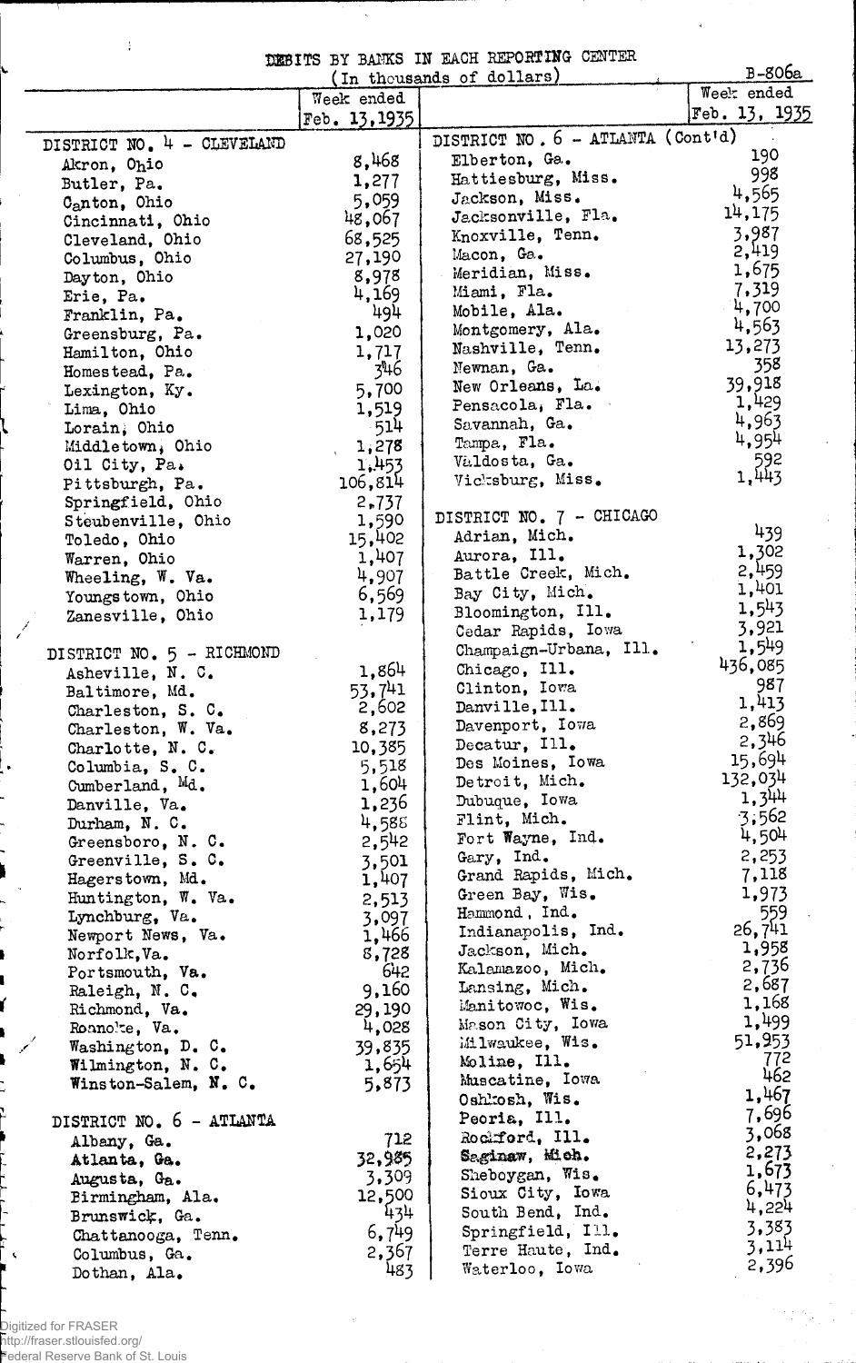# DEBITS BY BANKS IN EACH REPORTING CENTER

(In thousands of dollars)

B-806a

| | Week ended Feb. 13, 1935 |
|---|---|
| **DISTRICT NO. 4 - CLEVELAND** | |
| Akron, Ohio | 8,468 |
| Butler, Pa. | 1,277 |
| Canton, Ohio | 5,059 |
| Cincinnati, Ohio | 48,067 |
| Cleveland, Ohio | 68,525 |
| Columbus, Ohio | 27,190 |
| Dayton, Ohio | 8,978 |
| Erie, Pa. | 4,169 |
| Franklin, Pa. | 494 |
| Greensburg, Pa. | 1,020 |
| Hamilton, Ohio | 1,717 |
| Homestead, Pa. | 346 |
| Lexington, Ky. | 5,700 |
| Lima, Ohio | 1,519 |
| Lorain, Ohio | 514 |
| Middletown, Ohio | 1,278 |
| Oil City, Pa. | 1,453 |
| Pittsburgh, Pa. | 106,814 |
| Springfield, Ohio | 2,737 |
| Steubenville, Ohio | 1,590 |
| Toledo, Ohio | 15,402 |
| Warren, Ohio | 1,407 |
| Wheeling, W. Va. | 4,907 |
| Youngstown, Ohio | 6,569 |
| Zanesville, Ohio | 1,179 |
| **DISTRICT NO. 5 - RICHMOND** | |
| Asheville, N. C. | 1,864 |
| Baltimore, Md. | 53,741 |
| Charleston, S. C. | 2,602 |
| Charleston, W. Va. | 8,273 |
| Charlotte, N. C. | 10,385 |
| Columbia, S. C. | 5,518 |
| Cumberland, Md. | 1,604 |
| Danville, Va. | 1,236 |
| Durham, N. C. | 4,588 |
| Greensboro, N. C. | 2,542 |
| Greenville, S. C. | 3,501 |
| Hagerstown, Md. | 1,407 |
| Huntington, W. Va. | 2,513 |
| Lynchburg, Va. | 3,097 |
| Newport News, Va. | 1,466 |
| Norfolk, Va. | 8,728 |
| Portsmouth, Va. | 642 |
| Raleigh, N. C. | 9,160 |
| Richmond, Va. | 29,190 |
| Roanoke, Va. | 4,028 |
| Washington, D. C. | 39,835 |
| Wilmington, N. C. | 1,654 |
| Winston-Salem, N. C. | 5,873 |
| **DISTRICT NO. 6 - ATLANTA** | |
| Albany, Ga. | 712 |
| Atlanta, Ga. | 32,985 |
| Augusta, Ga. | 3,309 |
| Birmingham, Ala. | 12,500 |
| Brunswick, Ga. | 434 |
| Chattanooga, Tenn. | 6,749 |
| Columbus, Ga. | 2,367 |
| Dothan, Ala. | 483 |
| **DISTRICT NO. 6 - ATLANTA (Cont'd)** | |
| Elberton, Ga. | 190 |
| Hattiesburg, Miss. | 998 |
| Jackson, Miss. | 4,565 |
| Jacksonville, Fla. | 14,175 |
| Knoxville, Tenn. | 3,987 |
| Macon, Ga. | 2,419 |
| Meridian, Miss. | 1,675 |
| Miami, Fla. | 7,319 |
| Mobile, Ala. | 4,700 |
| Montgomery, Ala. | 4,563 |
| Nashville, Tenn. | 13,273 |
| Newnan, Ga. | 358 |
| New Orleans, La. | 39,918 |
| Pensacola, Fla. | 1,429 |
| Savannah, Ga. | 4,963 |
| Tampa, Fla. | 4,954 |
| Valdosta, Ga. | 592 |
| Vicksburg, Miss. | 1,443 |
| **DISTRICT NO. 7 - CHICAGO** | |
| Adrian, Mich. | 439 |
| Aurora, Ill. | 1,302 |
| Battle Creek, Mich. | 2,459 |
| Bay City, Mich. | 1,401 |
| Bloomington, Ill. | 1,543 |
| Cedar Rapids, Iowa | 3,921 |
| Champaign-Urbana, Ill. | 1,549 |
| Chicago, Ill. | 436,085 |
| Clinton, Iowa | 987 |
| Danville, Ill. | 1,413 |
| Davenport, Iowa | 2,869 |
| Decatur, Ill. | 2,346 |
| Des Moines, Iowa | 15,694 |
| Detroit, Mich. | 132,034 |
| Dubuque, Iowa | 1,344 |
| Flint, Mich. | 3,562 |
| Fort Wayne, Ind. | 4,504 |
| Gary, Ind. | 2,253 |
| Grand Rapids, Mich. | 7,118 |
| Green Bay, Wis. | 1,973 |
| Hammond, Ind. | 559 |
| Indianapolis, Ind. | 26,741 |
| Jackson, Mich. | 1,958 |
| Kalamazoo, Mich. | 2,736 |
| Lansing, Mich. | 2,687 |
| Manitowoc, Wis. | 1,168 |
| Mason City, Iowa | 1,499 |
| Milwaukee, Wis. | 51,953 |
| Moline, Ill. | 772 |
| Muscatine, Iowa | 462 |
| Oshkosh, Wis. | 1,467 |
| Peoria, Ill. | 7,696 |
| Rockford, Ill. | 3,068 |
| Saginaw, Mich. | 2,273 |
| Sheboygan, Wis. | 1,673 |
| Sioux City, Iowa | 6,473 |
| South Bend, Ind. | 4,224 |
| Springfield, Ill. | 3,383 |
| Terre Haute, Ind. | 3,114 |
| Waterloo, Iowa | 2,396 |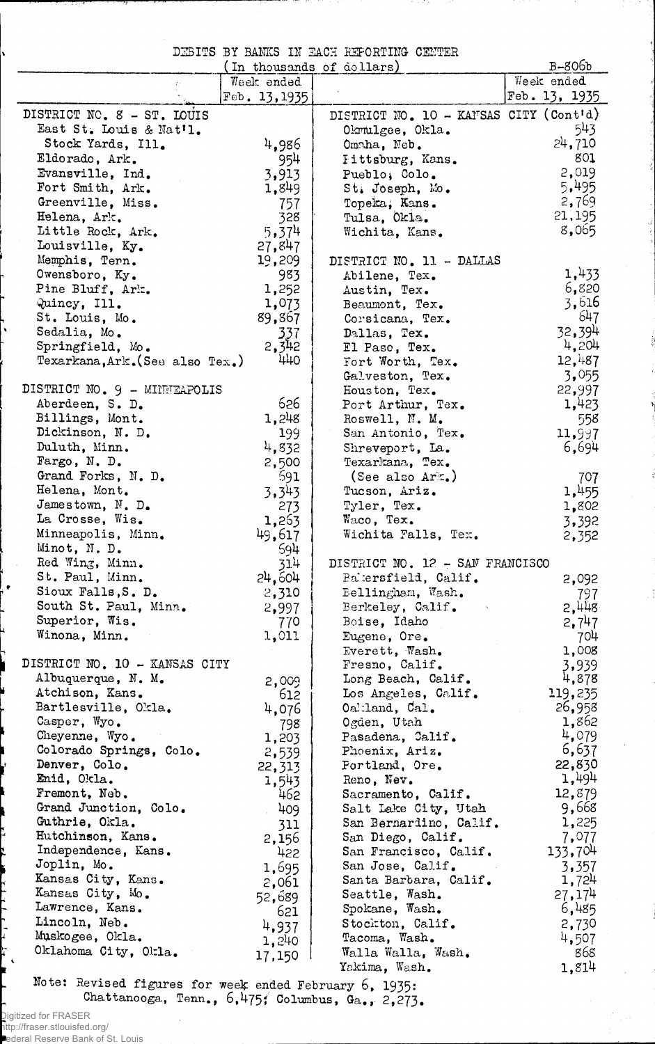DEBITS BY BANKS IN EACH REPORTING CENTER

(In thousands of dollars)

B-806b

| | Week ended Feb. 13, 1935 | | Week ended Feb. 13, 1935 |
|---|---|---|---|
| DISTRICT NO. 8 - ST. LOUIS | | DISTRICT NO. 10 - KANSAS CITY (Cont'd) | |
| East St. Louis & Nat'l. Stock Yards, Ill. | 4,986 | Okmulgee, Okla. | 543 |
| Eldorado, Ark. | 954 | Omaha, Neb. | 24,710 |
| Evansville, Ind. | 3,913 | Pittsburg, Kans. | 801 |
| Fort Smith, Ark. | 1,849 | Pueblo, Colo. | 2,019 |
| Greenville, Miss. | 757 | St. Joseph, Mo. | 5,495 |
| Helena, Ark. | 328 | Topeka, Kans. | 2,769 |
| Little Rock, Ark. | 5,374 | Tulsa, Okla. | 21,195 |
| Louisville, Ky. | 27,847 | Wichita, Kans. | 8,065 |
| Memphis, Tenn. | 19,209 | | |
| Owensboro, Ky. | 983 | DISTRICT NO. 11 - DALLAS | |
| Pine Bluff, Ark. | 1,252 | Abilene, Tex. | 1,433 |
| Quincy, Ill. | 1,073 | Austin, Tex. | 6,820 |
| St. Louis, Mo. | 89,867 | Beaumont, Tex. | 3,616 |
| Sedalia, Mo. | 337 | Corsicana, Tex. | 647 |
| Springfield, Mo. | 2,342 | Dallas, Tex. | 32,394 |
| Texarkana, Ark. (See also Tex.) | 440 | El Paso, Tex. | 4,204 |
| | | Fort Worth, Tex. | 12,487 |
| DISTRICT NO. 9 - MINNEAPOLIS | | Galveston, Tex. | 3,055 |
| Aberdeen, S. D. | 626 | Houston, Tex. | 22,997 |
| Billings, Mont. | 1,248 | Port Arthur, Tex. | 1,423 |
| Dickinson, N. D. | 199 | Roswell, N. M. | 558 |
| Duluth, Minn. | 4,832 | San Antonio, Tex. | 11,937 |
| Fargo, N. D. | 2,500 | Shreveport, La. | 6,694 |
| Grand Forks, N. D. | 591 | Texarkana, Tex. (See also Ark.) | 707 |
| Helena, Mont. | 3,343 | Tucson, Ariz. | 1,455 |
| Jamestown, N. D. | 273 | Tyler, Tex. | 1,802 |
| La Crosse, Wis. | 1,263 | Waco, Tex. | 3,392 |
| Minneapolis, Minn. | 49,617 | Wichita Falls, Tex. | 2,352 |
| Minot, N. D. | 594 | | |
| Red Wing, Minn. | 314 | DISTRICT NO. 12 - SAN FRANCISCO | |
| St. Paul, Minn. | 24,604 | Bakersfield, Calif. | 2,092 |
| Sioux Falls, S. D. | 2,310 | Bellingham, Wash. | 797 |
| South St. Paul, Minn. | 2,997 | Berkeley, Calif. | 2,448 |
| Superior, Wis. | 770 | Boise, Idaho | 2,747 |
| Winona, Minn. | 1,011 | Eugene, Ore. | 704 |
| | | Everett, Wash. | 1,008 |
| DISTRICT NO. 10 - KANSAS CITY | | Fresno, Calif. | 3,939 |
| Albuquerque, N. M. | 2,009 | Long Beach, Calif. | 4,878 |
| Atchison, Kans. | 612 | Los Angeles, Calif. | 119,235 |
| Bartlesville, Okla. | 4,076 | Oakland, Cal. | 26,958 |
| Casper, Wyo. | 798 | Ogden, Utah | 1,862 |
| Cheyenne, Wyo. | 1,203 | Pasadena, Calif. | 4,079 |
| Colorado Springs, Colo. | 2,539 | Phoenix, Ariz. | 6,637 |
| Denver, Colo. | 22,313 | Portland, Ore. | 22,830 |
| Enid, Okla. | 1,543 | Reno, Nev. | 1,494 |
| Fremont, Neb. | 462 | Sacramento, Calif. | 12,879 |
| Grand Junction, Colo. | 409 | Salt Lake City, Utah | 9,668 |
| Guthrie, Okla. | 311 | San Bernardino, Calif. | 1,225 |
| Hutchinson, Kans. | 2,156 | San Diego, Calif. | 7,077 |
| Independence, Kans. | 422 | San Francisco, Calif. | 133,704 |
| Joplin, Mo. | 1,695 | San Jose, Calif. | 3,357 |
| Kansas City, Kans. | 2,061 | Santa Barbara, Calif. | 1,724 |
| Kansas City, Mo. | 52,689 | Seattle, Wash. | 27,174 |
| Lawrence, Kans. | 621 | Spokane, Wash. | 6,485 |
| Lincoln, Neb. | 4,937 | Stockton, Calif. | 2,730 |
| Muskogee, Okla. | 1,240 | Tacoma, Wash. | 4,507 |
| Oklahoma City, Okla. | 17,150 | Walla Walla, Wash. | 868 |
| | | Yakima, Wash. | 1,814 |

Note: Revised figures for week ended February 6, 1935:
Chattanooga, Tenn., 6,475; Columbus, Ga., 2,273.